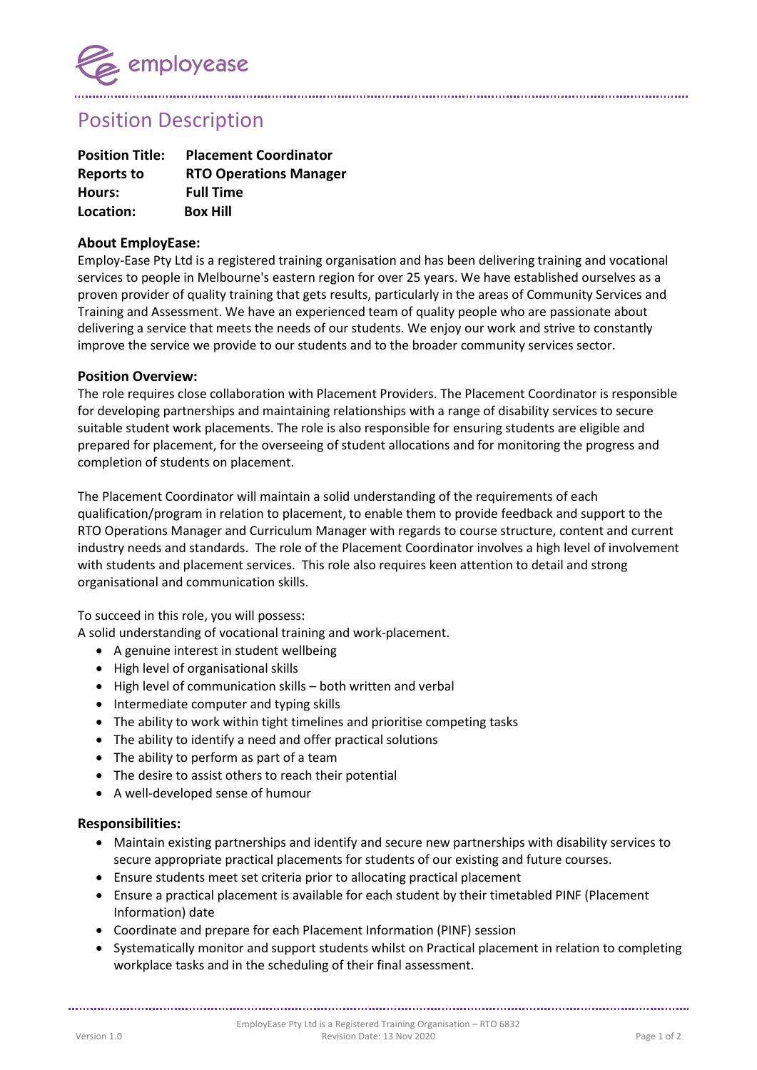employease

# Position Description

**Position Title:** **Placement Coordinator**
**Reports to** **RTO Operations Manager**
**Hours:** **Full Time**
**Location:** **Box Hill**

### About EmployEase:

Employ-Ease Pty Ltd is a registered training organisation and has been delivering training and vocational services to people in Melbourne's eastern region for over 25 years. We have established ourselves as a proven provider of quality training that gets results, particularly in the areas of Community Services and Training and Assessment. We have an experienced team of quality people who are passionate about delivering a service that meets the needs of our students. We enjoy our work and strive to constantly improve the service we provide to our students and to the broader community services sector.

### Position Overview:

The role requires close collaboration with Placement Providers. The Placement Coordinator is responsible for developing partnerships and maintaining relationships with a range of disability services to secure suitable student work placements. The role is also responsible for ensuring students are eligible and prepared for placement, for the overseeing of student allocations and for monitoring the progress and completion of students on placement.

The Placement Coordinator will maintain a solid understanding of the requirements of each qualification/program in relation to placement, to enable them to provide feedback and support to the RTO Operations Manager and Curriculum Manager with regards to course structure, content and current industry needs and standards. The role of the Placement Coordinator involves a high level of involvement with students and placement services. This role also requires keen attention to detail and strong organisational and communication skills.

To succeed in this role, you will possess:
A solid understanding of vocational training and work-placement.

- A genuine interest in student wellbeing
- High level of organisational skills
- High level of communication skills – both written and verbal
- Intermediate computer and typing skills
- The ability to work within tight timelines and prioritise competing tasks
- The ability to identify a need and offer practical solutions
- The ability to perform as part of a team
- The desire to assist others to reach their potential
- A well-developed sense of humour

### Responsibilities:

- Maintain existing partnerships and identify and secure new partnerships with disability services to secure appropriate practical placements for students of our existing and future courses.
- Ensure students meet set criteria prior to allocating practical placement
- Ensure a practical placement is available for each student by their timetabled PINF (Placement Information) date
- Coordinate and prepare for each Placement Information (PINF) session
- Systematically monitor and support students whilst on Practical placement in relation to completing workplace tasks and in the scheduling of their final assessment.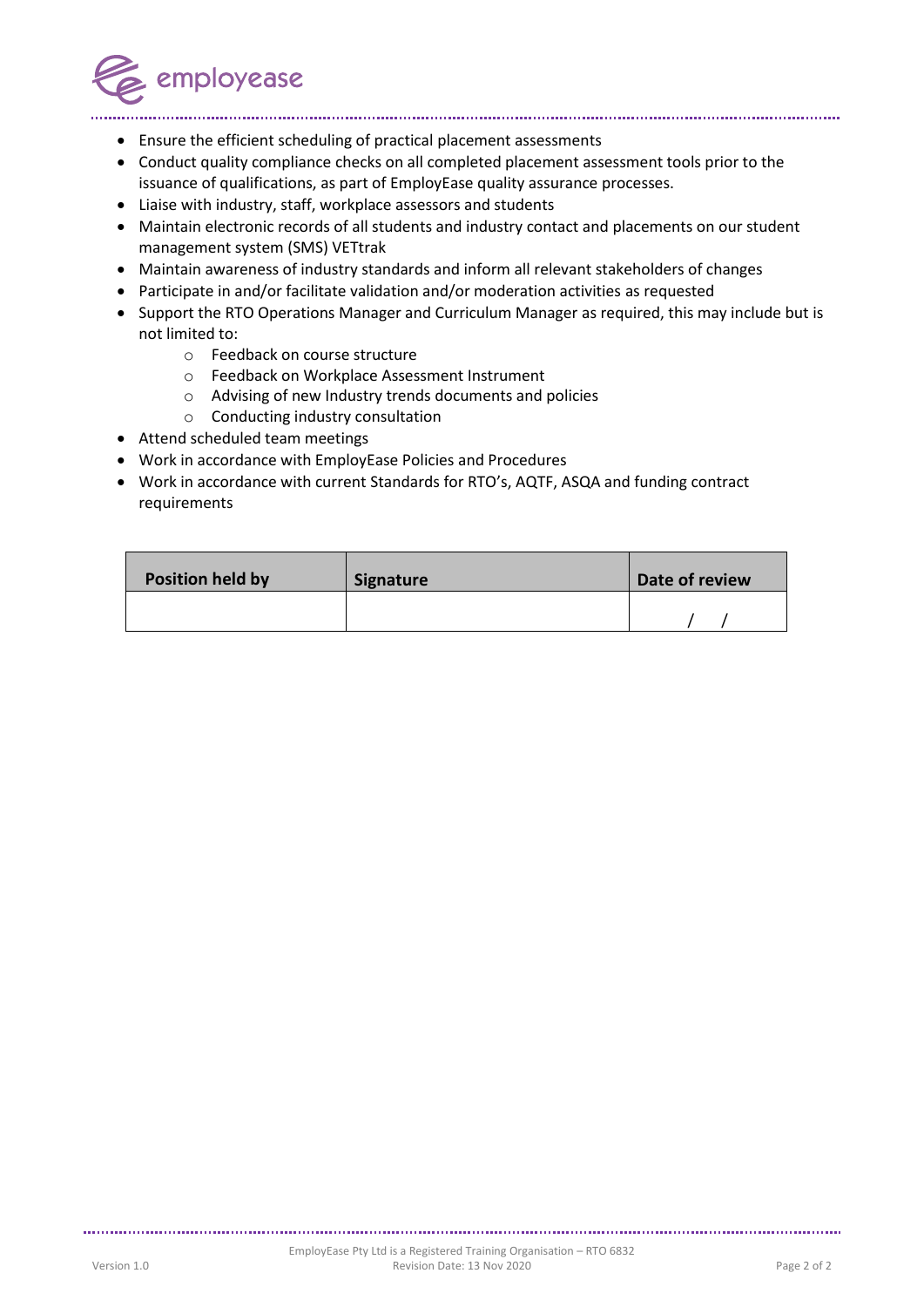- Ensure the efficient scheduling of practical placement assessments
- Conduct quality compliance checks on all completed placement assessment tools prior to the issuance of qualifications, as part of EmployEase quality assurance processes.
- Liaise with industry, staff, workplace assessors and students
- Maintain electronic records of all students and industry contact and placements on our student management system (SMS) VETtrak
- Maintain awareness of industry standards and inform all relevant stakeholders of changes
- Participate in and/or facilitate validation and/or moderation activities as requested
- Support the RTO Operations Manager and Curriculum Manager as required, this may include but is not limited to:
    - Feedback on course structure
    - Feedback on Workplace Assessment Instrument
    - Advising of new Industry trends documents and policies
    - Conducting industry consultation
- Attend scheduled team meetings
- Work in accordance with EmployEase Policies and Procedures
- Work in accordance with current Standards for RTO's, AQTF, ASQA and funding contract requirements

| **Position held by** | **Signature** | **Date of review** |
|---|---|---|
| | | / / |